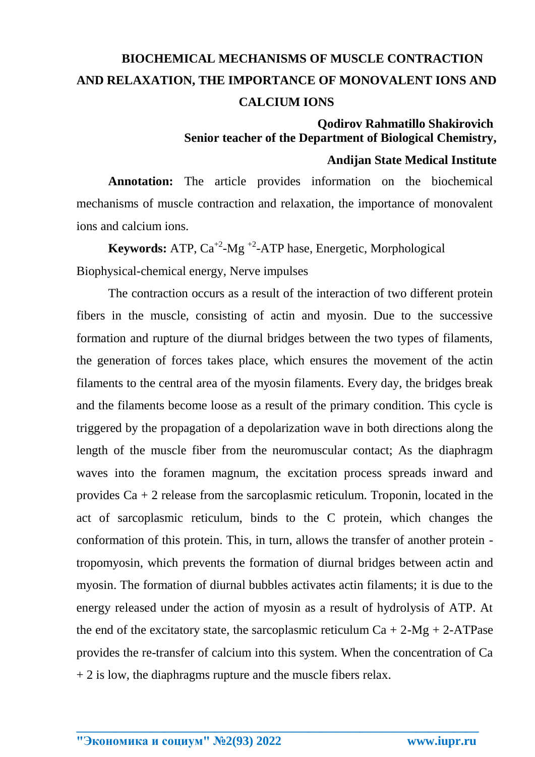# BIOCHEMICAL MECHANISMS OF MUSCLE CONTRACTION AND RELAXATION, THE IMPORTANCE OF MONOVALENT IONS AND CALCIUM IONS

**Qodirov Rahmatillo Shakirovich**
**Senior teacher of the Department of Biological Chemistry,**
**Andijan State Medical Institute**

**Annotation:** The article provides information on the biochemical mechanisms of muscle contraction and relaxation, the importance of monovalent ions and calcium ions.

**Keywords:** ATP, $Ca^{+2}$-Mg $^{+2}$-ATP hase, Energetic, Morphological Biophysical-chemical energy, Nerve impulses

The contraction occurs as a result of the interaction of two different protein fibers in the muscle, consisting of actin and myosin. Due to the successive formation and rupture of the diurnal bridges between the two types of filaments, the generation of forces takes place, which ensures the movement of the actin filaments to the central area of the myosin filaments. Every day, the bridges break and the filaments become loose as a result of the primary condition. This cycle is triggered by the propagation of a depolarization wave in both directions along the length of the muscle fiber from the neuromuscular contact; As the diaphragm waves into the foramen magnum, the excitation process spreads inward and provides Ca + 2 release from the sarcoplasmic reticulum. Troponin, located in the act of sarcoplasmic reticulum, binds to the C protein, which changes the conformation of this protein. This, in turn, allows the transfer of another protein - tropomyosin, which prevents the formation of diurnal bridges between actin and myosin. The formation of diurnal bubbles activates actin filaments; it is due to the energy released under the action of myosin as a result of hydrolysis of ATP. At the end of the excitatory state, the sarcoplasmic reticulum Ca + 2-Mg + 2-ATPase provides the re-transfer of calcium into this system. When the concentration of Ca + 2 is low, the diaphragms rupture and the muscle fibers relax.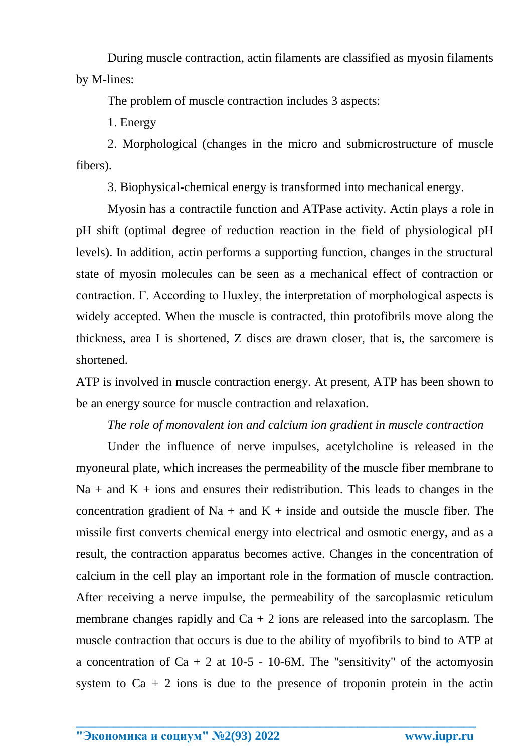During muscle contraction, actin filaments are classified as myosin filaments by M-lines:

The problem of muscle contraction includes 3 aspects:

1. Energy
2. Morphological (changes in the micro and submicrostructure of muscle fibers).
3. Biophysical-chemical energy is transformed into mechanical energy.

Myosin has a contractile function and ATPase activity. Actin plays a role in pH shift (optimal degree of reduction reaction in the field of physiological pH levels). In addition, actin performs a supporting function, changes in the structural state of myosin molecules can be seen as a mechanical effect of contraction or contraction. Г. According to Huxley, the interpretation of morphological aspects is widely accepted. When the muscle is contracted, thin protofibrils move along the thickness, area I is shortened, Z discs are drawn closer, that is, the sarcomere is shortened.

ATP is involved in muscle contraction energy. At present, ATP has been shown to be an energy source for muscle contraction and relaxation.

*The role of monovalent ion and calcium ion gradient in muscle contraction*

Under the influence of nerve impulses, acetylcholine is released in the myoneural plate, which increases the permeability of the muscle fiber membrane to $Na^+$ and $K^+$ ions and ensures their redistribution. This leads to changes in the concentration gradient of $Na^+$ and $K^+$ inside and outside the muscle fiber. The missile first converts chemical energy into electrical and osmotic energy, and as a result, the contraction apparatus becomes active. Changes in the concentration of calcium in the cell play an important role in the formation of muscle contraction. After receiving a nerve impulse, the permeability of the sarcoplasmic reticulum membrane changes rapidly and $Ca^{+2}$ ions are released into the sarcoplasm. The muscle contraction that occurs is due to the ability of myofibrils to bind to ATP at a concentration of $Ca^{+2}$ at $10^{-5}$ - $10^{-6}$M. The "sensitivity" of the actomyosin system to $Ca^{+2}$ ions is due to the presence of troponin protein in the actin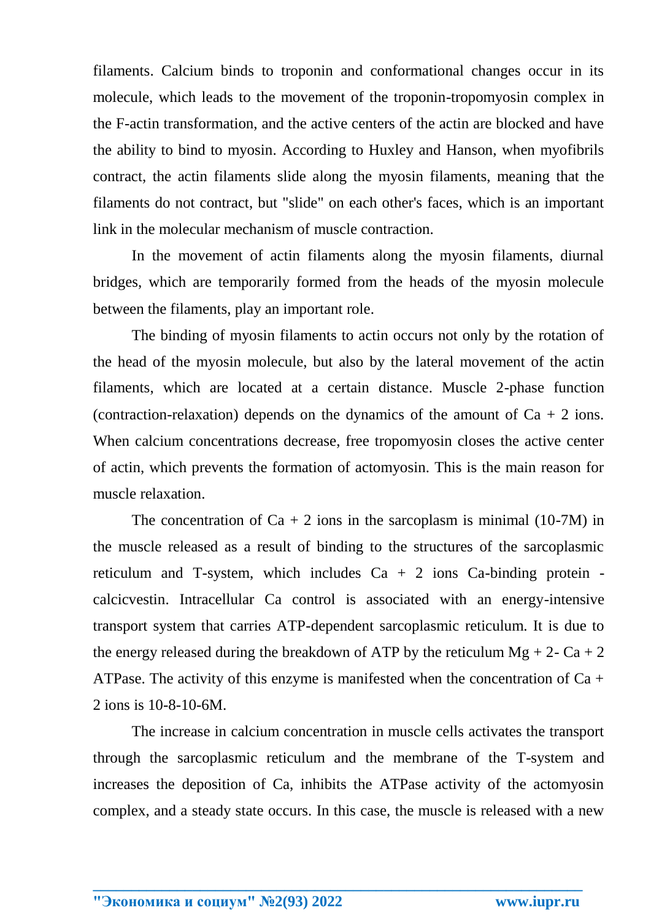filaments. Calcium binds to troponin and conformational changes occur in its molecule, which leads to the movement of the troponin-tropomyosin complex in the F-actin transformation, and the active centers of the actin are blocked and have the ability to bind to myosin. According to Huxley and Hanson, when myofibrils contract, the actin filaments slide along the myosin filaments, meaning that the filaments do not contract, but "slide" on each other's faces, which is an important link in the molecular mechanism of muscle contraction.

In the movement of actin filaments along the myosin filaments, diurnal bridges, which are temporarily formed from the heads of the myosin molecule between the filaments, play an important role.

The binding of myosin filaments to actin occurs not only by the rotation of the head of the myosin molecule, but also by the lateral movement of the actin filaments, which are located at a certain distance. Muscle 2-phase function (contraction-relaxation) depends on the dynamics of the amount of Ca + 2 ions. When calcium concentrations decrease, free tropomyosin closes the active center of actin, which prevents the formation of actomyosin. This is the main reason for muscle relaxation.

The concentration of Ca + 2 ions in the sarcoplasm is minimal (10-7M) in the muscle released as a result of binding to the structures of the sarcoplasmic reticulum and T-system, which includes Ca + 2 ions Ca-binding protein - calcicvestin. Intracellular Ca control is associated with an energy-intensive transport system that carries ATP-dependent sarcoplasmic reticulum. It is due to the energy released during the breakdown of ATP by the reticulum Mg + 2- Ca + 2 ATPase. The activity of this enzyme is manifested when the concentration of Ca + 2 ions is 10-8-10-6M.

The increase in calcium concentration in muscle cells activates the transport through the sarcoplasmic reticulum and the membrane of the T-system and increases the deposition of Ca, inhibits the ATPase activity of the actomyosin complex, and a steady state occurs. In this case, the muscle is released with a new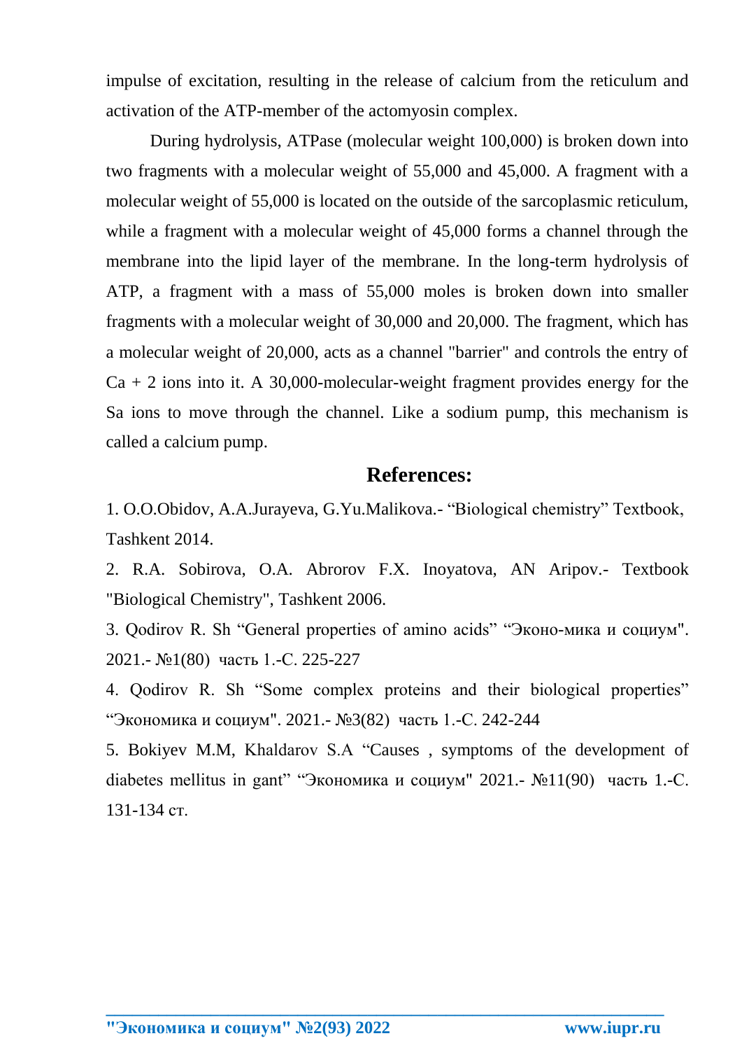impulse of excitation, resulting in the release of calcium from the reticulum and activation of the ATP-member of the actomyosin complex.

During hydrolysis, ATPase (molecular weight 100,000) is broken down into two fragments with a molecular weight of 55,000 and 45,000. A fragment with a molecular weight of 55,000 is located on the outside of the sarcoplasmic reticulum, while a fragment with a molecular weight of 45,000 forms a channel through the membrane into the lipid layer of the membrane. In the long-term hydrolysis of ATP, a fragment with a mass of 55,000 moles is broken down into smaller fragments with a molecular weight of 30,000 and 20,000. The fragment, which has a molecular weight of 20,000, acts as a channel "barrier" and controls the entry of Ca + 2 ions into it. A 30,000-molecular-weight fragment provides energy for the Sa ions to move through the channel. Like a sodium pump, this mechanism is called a calcium pump.

## References:

1. O.O.Obidov, A.A.Jurayeva, G.Yu.Malikova.- "Biological chemistry" Textbook, Tashkent 2014.
2. R.A. Sobirova, O.A. Abrorov F.X. Inoyatova, AN Aripov.- Textbook "Biological Chemistry", Tashkent 2006.
3. Qodirov R. Sh "General properties of amino acids" "Эконо-мика и социум". 2021.- №1(80) часть 1.-С. 225-227
4. Qodirov R. Sh "Some complex proteins and their biological properties" "Экономика и социум". 2021.- №3(82) часть 1.-С. 242-244
5. Bokiyev M.M, Khaldarov S.A "Causes , symptoms of the development of diabetes mellitus in gant" "Экономика и социум" 2021.- №11(90) часть 1.-С. 131-134 ст.